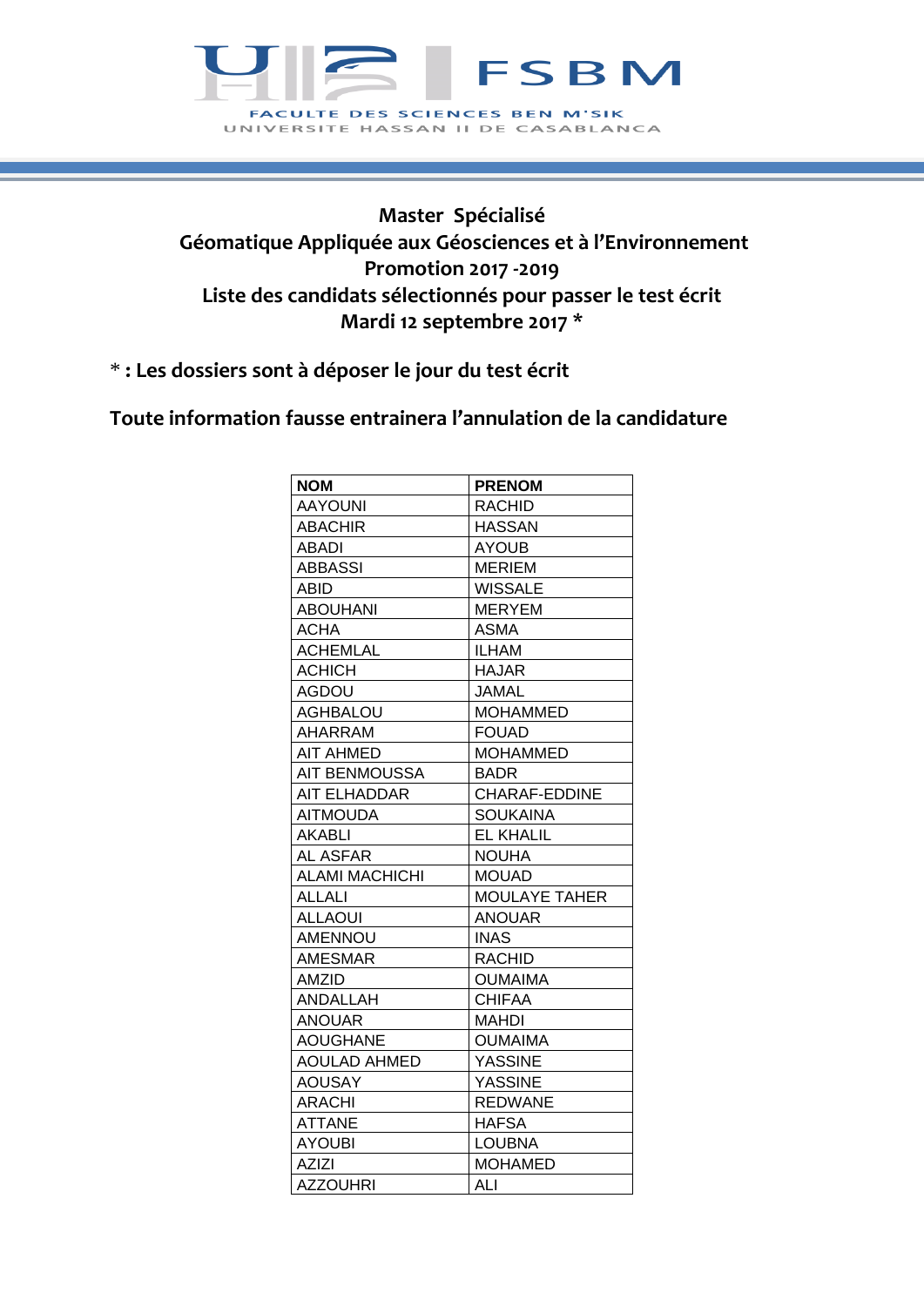FSBM

FACULTE DES SCIENCES BEN M'SIK

UNIVERSITE HASSAN II DE CASABLANCA

## Master Spécialisé
## Géomatique Appliquée aux Géosciences et à l'Environnement
## Promotion 2017 -2019
## Liste des candidats sélectionnés pour passer le test écrit
## Mardi 12 septembre 2017 *

**\* : Les dossiers sont à déposer le jour du test écrit**

**Toute information fausse entrainera l'annulation de la candidature**

| NOM | PRENOM |
|---|---|
| AAYOUNI | RACHID |
| ABACHIR | HASSAN |
| ABADI | AYOUB |
| ABBASSI | MERIEM |
| ABID | WISSALE |
| ABOUHANI | MERYEM |
| ACHA | ASMA |
| ACHEMLAL | ILHAM |
| ACHICH | HAJAR |
| AGDOU | JAMAL |
| AGHBALOU | MOHAMMED |
| AHARRAM | FOUAD |
| AIT AHMED | MOHAMMED |
| AIT BENMOUSSA | BADR |
| AIT ELHADDAR | CHARAF-EDDINE |
| AITMOUDA | SOUKAINA |
| AKABLI | EL KHALIL |
| AL ASFAR | NOUHA |
| ALAMI MACHICHI | MOUAD |
| ALLALI | MOULAYE TAHER |
| ALLAOUI | ANOUAR |
| AMENNOU | INAS |
| AMESMAR | RACHID |
| AMZID | OUMAIMA |
| ANDALLAH | CHIFAA |
| ANOUAR | MAHDI |
| AOUGHANE | OUMAIMA |
| AOULAD AHMED | YASSINE |
| AOUSAY | YASSINE |
| ARACHI | REDWANE |
| ATTANE | HAFSA |
| AYOUBI | LOUBNA |
| AZIZI | MOHAMED |
| AZZOUHRI | ALI |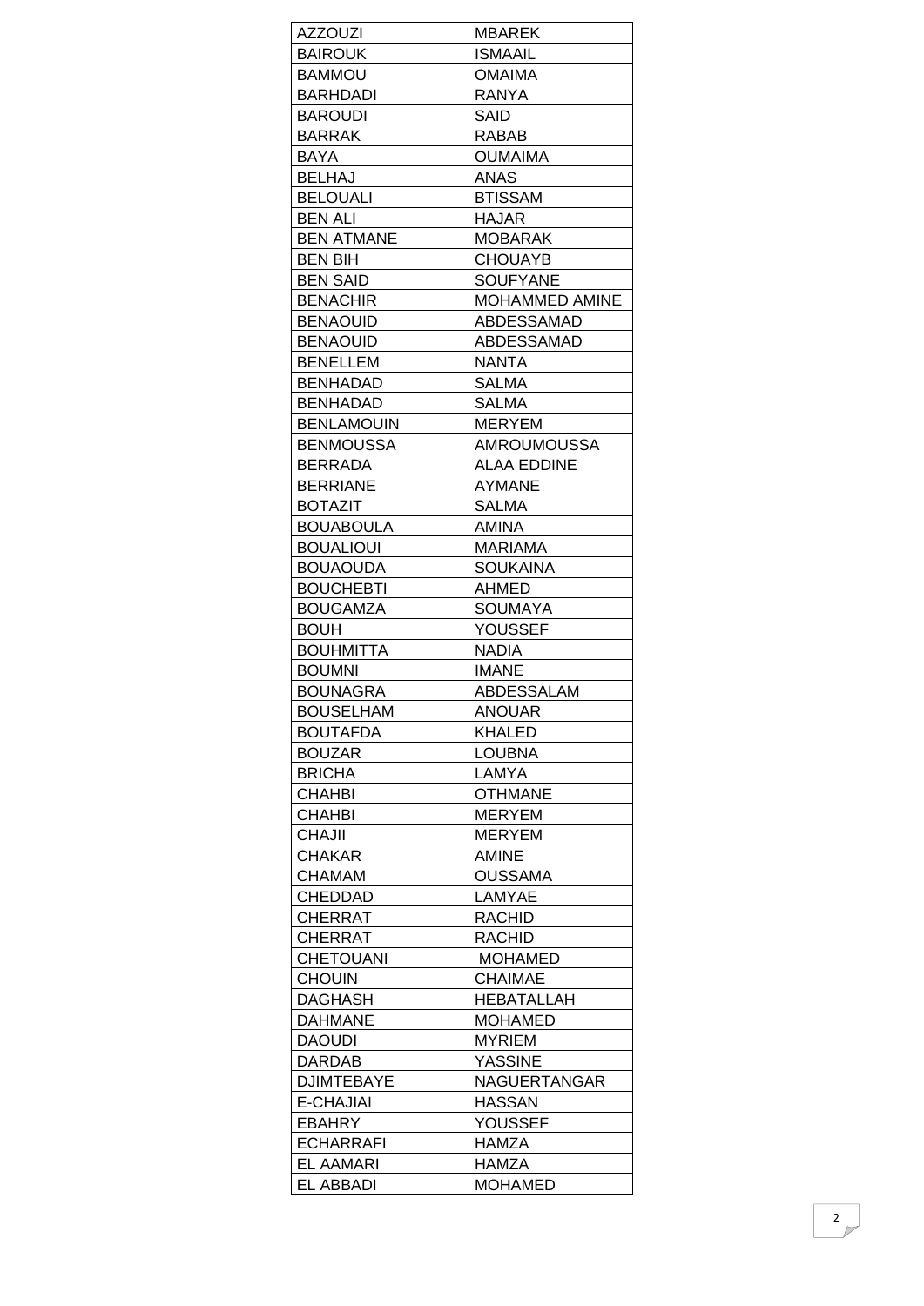| AZZOUZI | MBAREK |
|---|---|
| BAIROUK | ISMAAIL |
| BAMMOU | OMAIMA |
| BARHDADI | RANYA |
| BAROUDI | SAID |
| BARRAK | RABAB |
| BAYA | OUMAIMA |
| BELHAJ | ANAS |
| BELOUALI | BTISSAM |
| BEN ALI | HAJAR |
| BEN ATMANE | MOBARAK |
| BEN BIH | CHOUAYB |
| BEN SAID | SOUFYANE |
| BENACHIR | MOHAMMED AMINE |
| BENAOUID | ABDESSAMAD |
| BENAOUID | ABDESSAMAD |
| BENELLEM | NANTA |
| BENHADAD | SALMA |
| BENHADAD | SALMA |
| BENLAMOUIN | MERYEM |
| BENMOUSSA | AMROUMOUSSA |
| BERRADA | ALAA EDDINE |
| BERRIANE | AYMANE |
| BOTAZIT | SALMA |
| BOUABOULA | AMINA |
| BOUALIOUI | MARIAMA |
| BOUAOUDA | SOUKAINA |
| BOUCHEBTI | AHMED |
| BOUGAMZA | SOUMAYA |
| BOUH | YOUSSEF |
| BOUHMITTA | NADIA |
| BOUMNI | IMANE |
| BOUNAGRA | ABDESSALAM |
| BOUSELHAM | ANOUAR |
| BOUTAFDA | KHALED |
| BOUZAR | LOUBNA |
| BRICHA | LAMYA |
| CHAHBI | OTHMANE |
| CHAHBI | MERYEM |
| CHAJII | MERYEM |
| CHAKAR | AMINE |
| CHAMAM | OUSSAMA |
| CHEDDAD | LAMYAE |
| CHERRAT | RACHID |
| CHERRAT | RACHID |
| CHETOUANI | MOHAMED |
| CHOUIN | CHAIMAE |
| DAGHASH | HEBATALLAH |
| DAHMANE | MOHAMED |
| DAOUDI | MYRIEM |
| DARDAB | YASSINE |
| DJIMTEBAYE | NAGUERTANGAR |
| E-CHAJIAI | HASSAN |
| EBAHRY | YOUSSEF |
| ECHARRAFI | HAMZA |
| EL AAMARI | HAMZA |
| EL ABBADI | MOHAMED |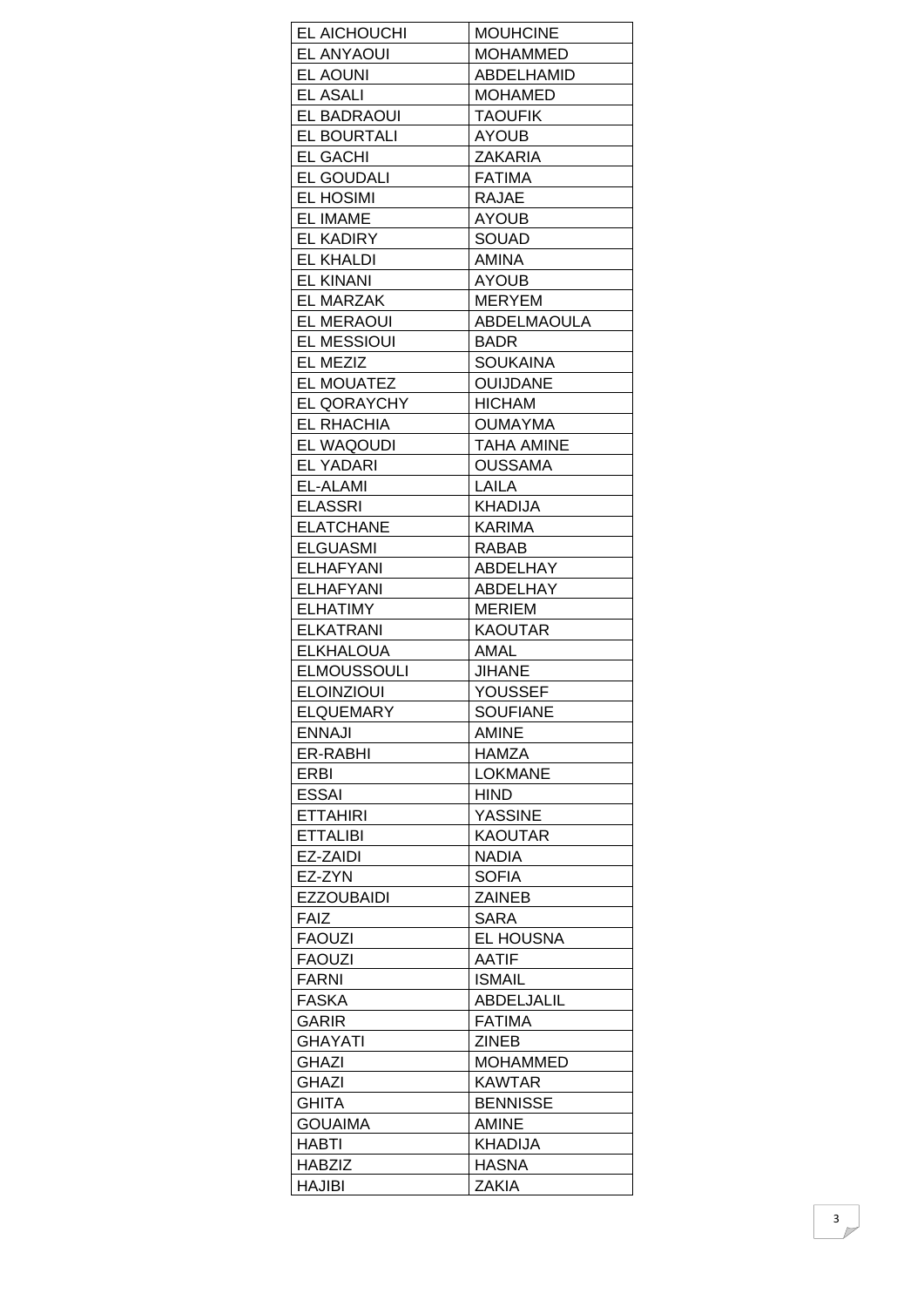| EL AICHOUCHI | MOUHCINE |
|---|---|
| EL ANYAOUI | MOHAMMED |
| EL AOUNI | ABDELHAMID |
| EL ASALI | MOHAMED |
| EL BADRAOUI | TAOUFIK |
| EL BOURTALI | AYOUB |
| EL GACHI | ZAKARIA |
| EL GOUDALI | FATIMA |
| EL HOSIMI | RAJAE |
| EL IMAME | AYOUB |
| EL KADIRY | SOUAD |
| EL KHALDI | AMINA |
| EL KINANI | AYOUB |
| EL MARZAK | MERYEM |
| EL MERAOUI | ABDELMAOULA |
| EL MESSIOUI | BADR |
| EL MEZIZ | SOUKAINA |
| EL MOUATEZ | OUIJDANE |
| EL QORAYCHY | HICHAM |
| EL RHACHIA | OUMAYMA |
| EL WAQOUDI | TAHA AMINE |
| EL YADARI | OUSSAMA |
| EL-ALAMI | LAILA |
| ELASSRI | KHADIJA |
| ELATCHANE | KARIMA |
| ELGUASMI | RABAB |
| ELHAFYANI | ABDELHAY |
| ELHAFYANI | ABDELHAY |
| ELHATIMY | MERIEM |
| ELKATRANI | KAOUTAR |
| ELKHALOUA | AMAL |
| ELMOUSSOULI | JIHANE |
| ELOINZIOUI | YOUSSEF |
| ELQUEMARY | SOUFIANE |
| ENNAJI | AMINE |
| ER-RABHI | HAMZA |
| ERBI | LOKMANE |
| ESSAI | HIND |
| ETTAHIRI | YASSINE |
| ETTALIBI | KAOUTAR |
| EZ-ZAIDI | NADIA |
| EZ-ZYN | SOFIA |
| EZZOUBAIDI | ZAINEB |
| FAIZ | SARA |
| FAOUZI | EL HOUSNA |
| FAOUZI | AATIF |
| FARNI | ISMAIL |
| FASKA | ABDELJALIL |
| GARIR | FATIMA |
| GHAYATI | ZINEB |
| GHAZI | MOHAMMED |
| GHAZI | KAWTAR |
| GHITA | BENNISSE |
| GOUAIMA | AMINE |
| HABTI | KHADIJA |
| HABZIZ | HASNA |
| HAJIBI | ZAKIA |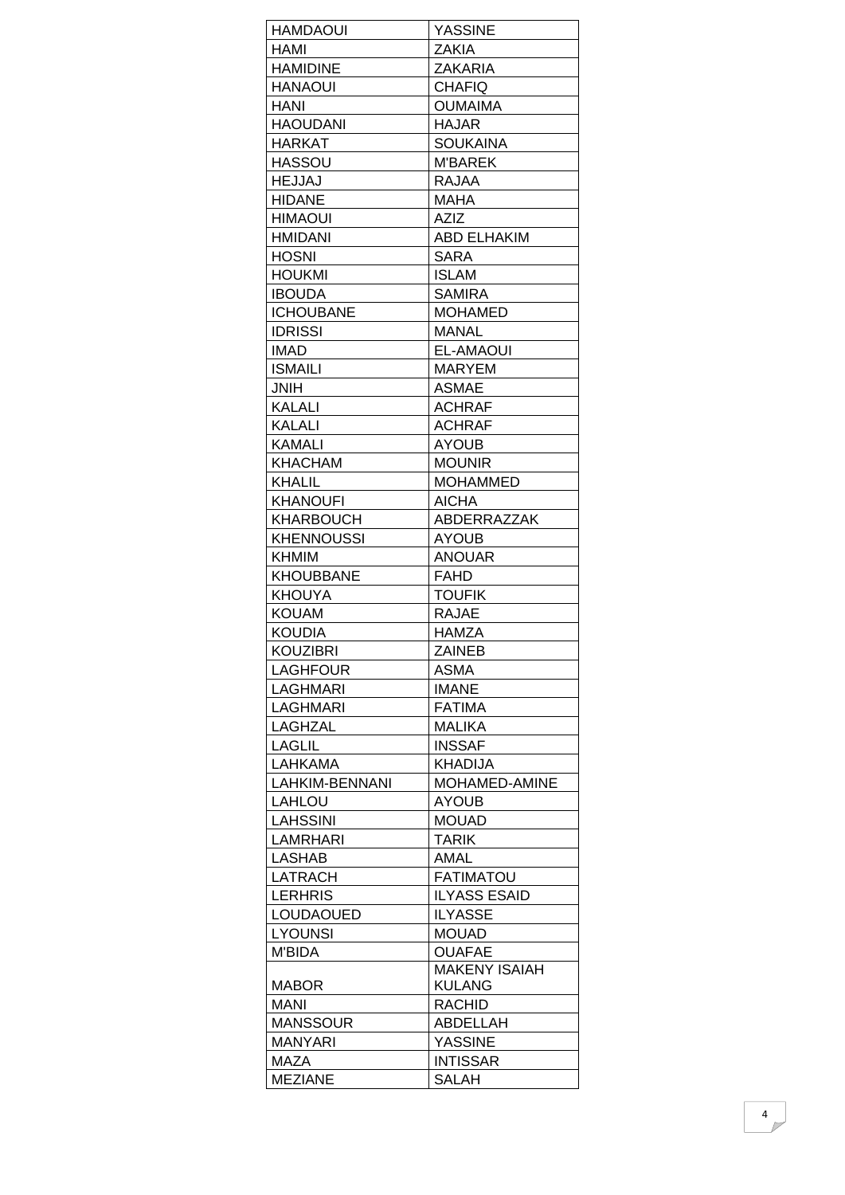| HAMDAOUI | YASSINE |
|---|---|
| HAMI | ZAKIA |
| HAMIDINE | ZAKARIA |
| HANAOUI | CHAFIQ |
| HANI | OUMAIMA |
| HAOUDANI | HAJAR |
| HARKAT | SOUKAINA |
| HASSOU | M'BAREK |
| HEJJAJ | RAJAA |
| HIDANE | MAHA |
| HIMAOUI | AZIZ |
| HMIDANI | ABD ELHAKIM |
| HOSNI | SARA |
| HOUKMI | ISLAM |
| IBOUDA | SAMIRA |
| ICHOUBANE | MOHAMED |
| IDRISSI | MANAL |
| IMAD | EL-AMAOUI |
| ISMAILI | MARYEM |
| JNIH | ASMAE |
| KALALI | ACHRAF |
| KALALI | ACHRAF |
| KAMALI | AYOUB |
| KHACHAM | MOUNIR |
| KHALIL | MOHAMMED |
| KHANOUFI | AICHA |
| KHARBOUCH | ABDERRAZZAK |
| KHENNOUSSI | AYOUB |
| KHMIM | ANOUAR |
| KHOUBBANE | FAHD |
| KHOUYA | TOUFIK |
| KOUAM | RAJAE |
| KOUDIA | HAMZA |
| KOUZIBRI | ZAINEB |
| LAGHFOUR | ASMA |
| LAGHMARI | IMANE |
| LAGHMARI | FATIMA |
| LAGHZAL | MALIKA |
| LAGLIL | INSSAF |
| LAHKAMA | KHADIJA |
| LAHKIM-BENNANI | MOHAMED-AMINE |
| LAHLOU | AYOUB |
| LAHSSINI | MOUAD |
| LAMRHARI | TARIK |
| LASHAB | AMAL |
| LATRACH | FATIMATOU |
| LERHRIS | ILYASS ESAID |
| LOUDAOUED | ILYASSE |
| LYOUNSI | MOUAD |
| M'BIDA | OUAFAE |
| MABOR | MAKENY ISAIAH KULANG |
| MANI | RACHID |
| MANSSOUR | ABDELLAH |
| MANYARI | YASSINE |
| MAZA | INTISSAR |
| MEZIANE | SALAH |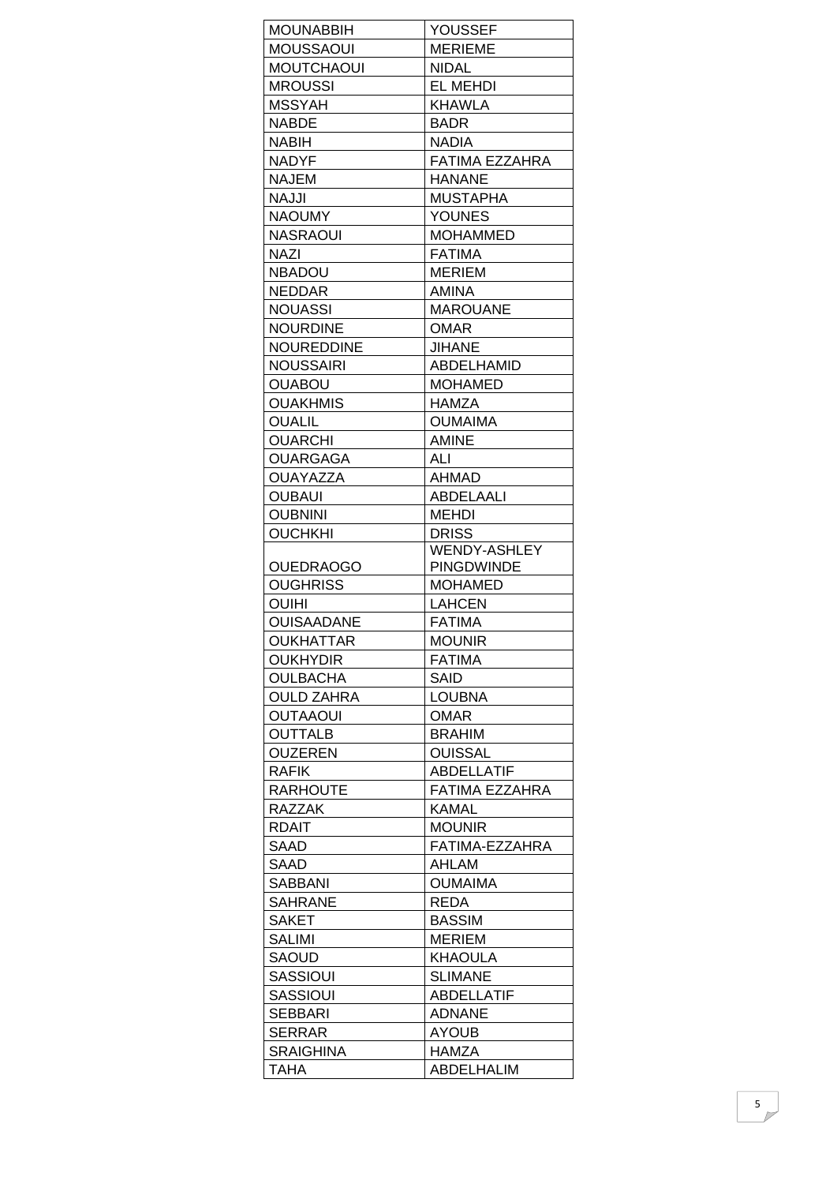| MOUNABBIH | YOUSSEF |
|---|---|
| MOUSSAOUI | MERIEME |
| MOUTCHAOUI | NIDAL |
| MROUSSI | EL MEHDI |
| MSSYAH | KHAWLA |
| NABDE | BADR |
| NABIH | NADIA |
| NADYF | FATIMA EZZAHRA |
| NAJEM | HANANE |
| NAJJI | MUSTAPHA |
| NAOUMY | YOUNES |
| NASRAOUI | MOHAMMED |
| NAZI | FATIMA |
| NBADOU | MERIEM |
| NEDDAR | AMINA |
| NOUASSI | MAROUANE |
| NOURDINE | OMAR |
| NOUREDDINE | JIHANE |
| NOUSSAIRI | ABDELHAMID |
| OUABOU | MOHAMED |
| OUAKHMIS | HAMZA |
| OUALIL | OUMAIMA |
| OUARCHI | AMINE |
| OUARGAGA | ALI |
| OUAYAZZA | AHMAD |
| OUBAUI | ABDELAALI |
| OUBNINI | MEHDI |
| OUCHKHI | DRISS |
| OUEDRAOGO | WENDY-ASHLEY PINGDWINDE |
| OUGHRISS | MOHAMED |
| OUIHI | LAHCEN |
| OUISAADANE | FATIMA |
| OUKHATTAR | MOUNIR |
| OUKHYDIR | FATIMA |
| OULBACHA | SAID |
| OULD ZAHRA | LOUBNA |
| OUTAAOUI | OMAR |
| OUTTALB | BRAHIM |
| OUZEREN | OUISSAL |
| RAFIK | ABDELLATIF |
| RARHOUTE | FATIMA EZZAHRA |
| RAZZAK | KAMAL |
| RDAIT | MOUNIR |
| SAAD | FATIMA-EZZAHRA |
| SAAD | AHLAM |
| SABBANI | OUMAIMA |
| SAHRANE | REDA |
| SAKET | BASSIM |
| SALIMI | MERIEM |
| SAOUD | KHAOULA |
| SASSIOUI | SLIMANE |
| SASSIOUI | ABDELLATIF |
| SEBBARI | ADNANE |
| SERRAR | AYOUB |
| SRAIGHINA | HAMZA |
| TAHA | ABDELHALIM |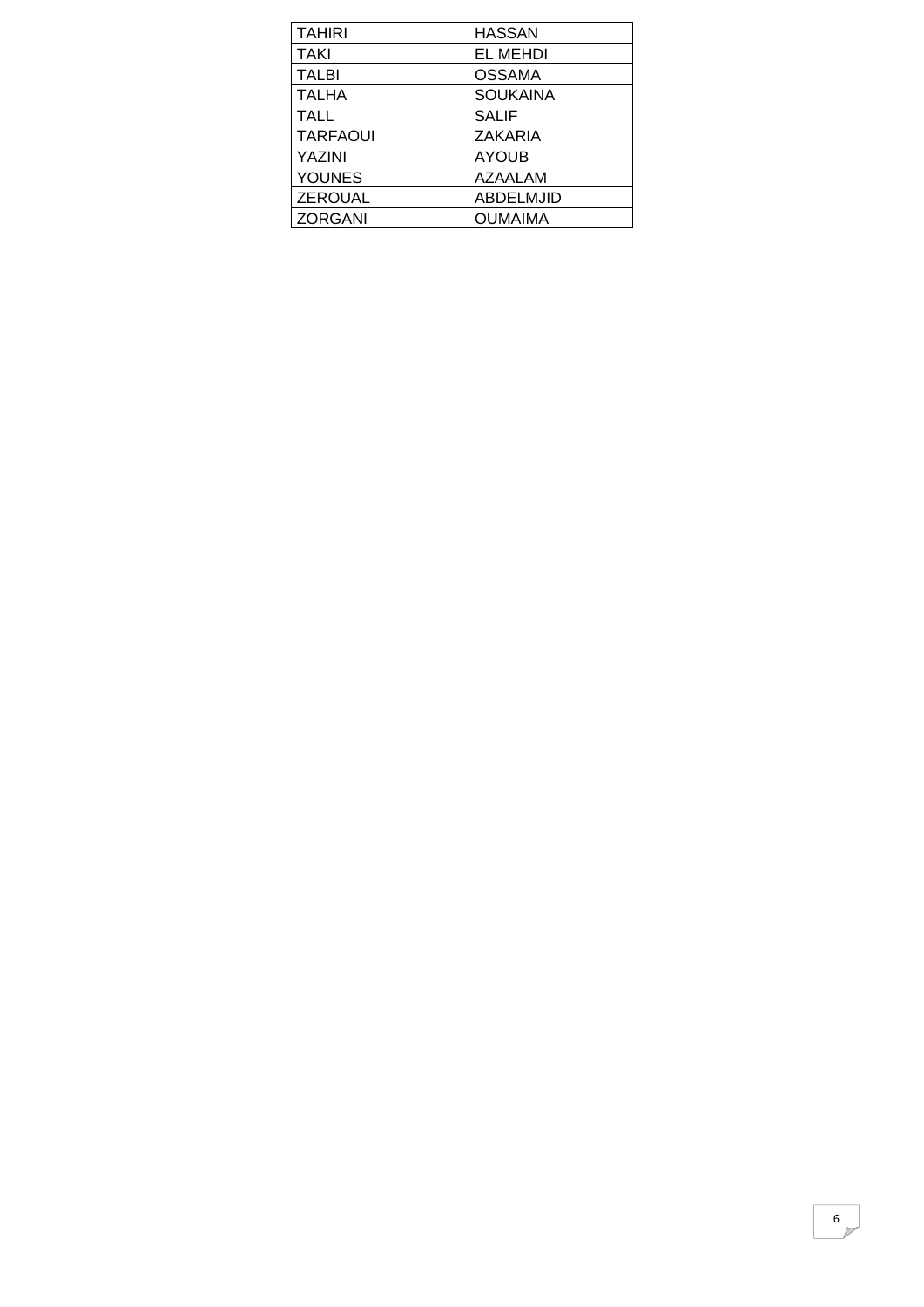| | |
|---|---|
| TAHIRI | HASSAN |
| TAKI | EL MEHDI |
| TALBI | OSSAMA |
| TALHA | SOUKAINA |
| TALL | SALIF |
| TARFAOUI | ZAKARIA |
| YAZINI | AYOUB |
| YOUNES | AZAALAM |
| ZEROUAL | ABDELMJID |
| ZORGANI | OUMAIMA |